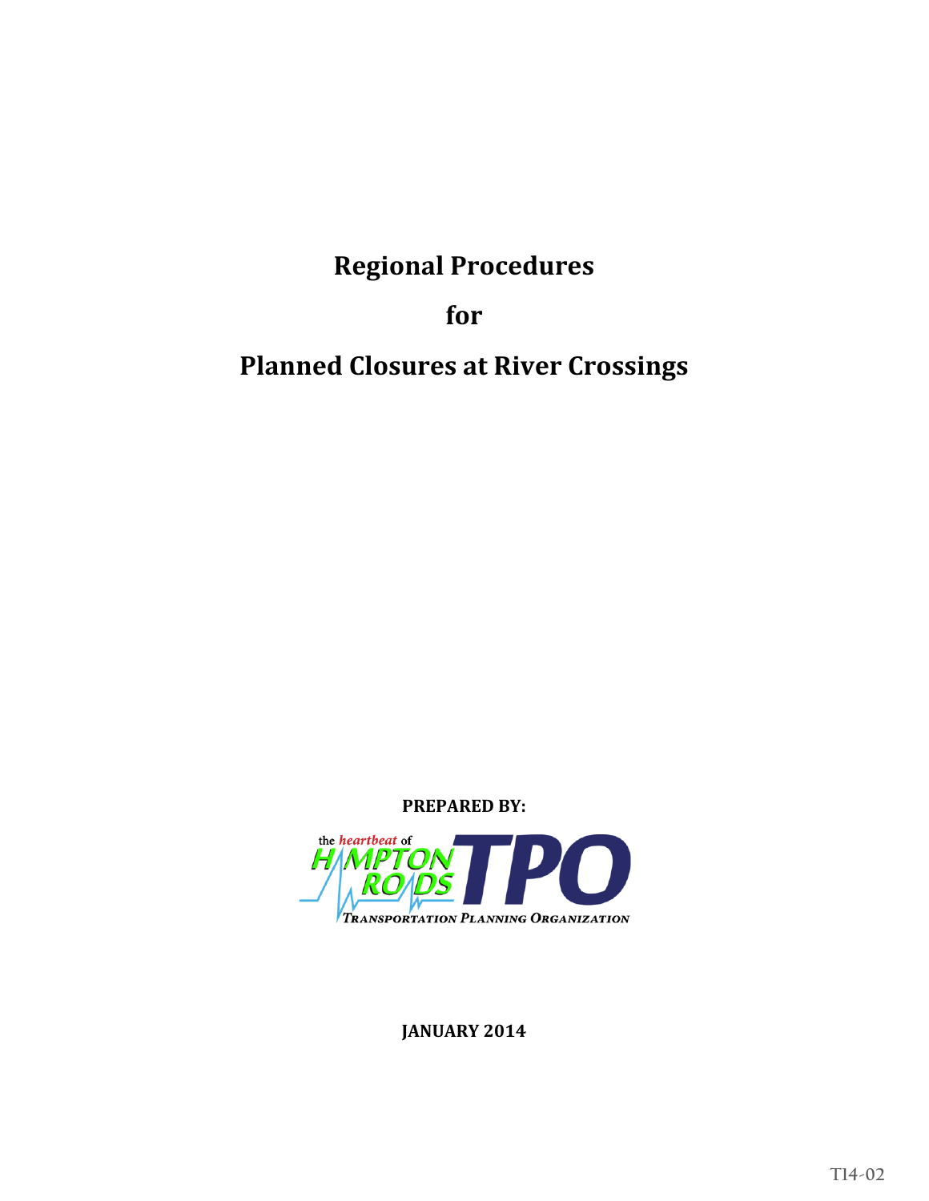# Regional Procedures

# for

# Planned Closures at River Crossings

**PREPARED BY:**

the *heartbeat* of HAMPTON ROADS TPO

TRANSPORTATION PLANNING ORGANIZATION

**JANUARY 2014**

T14-02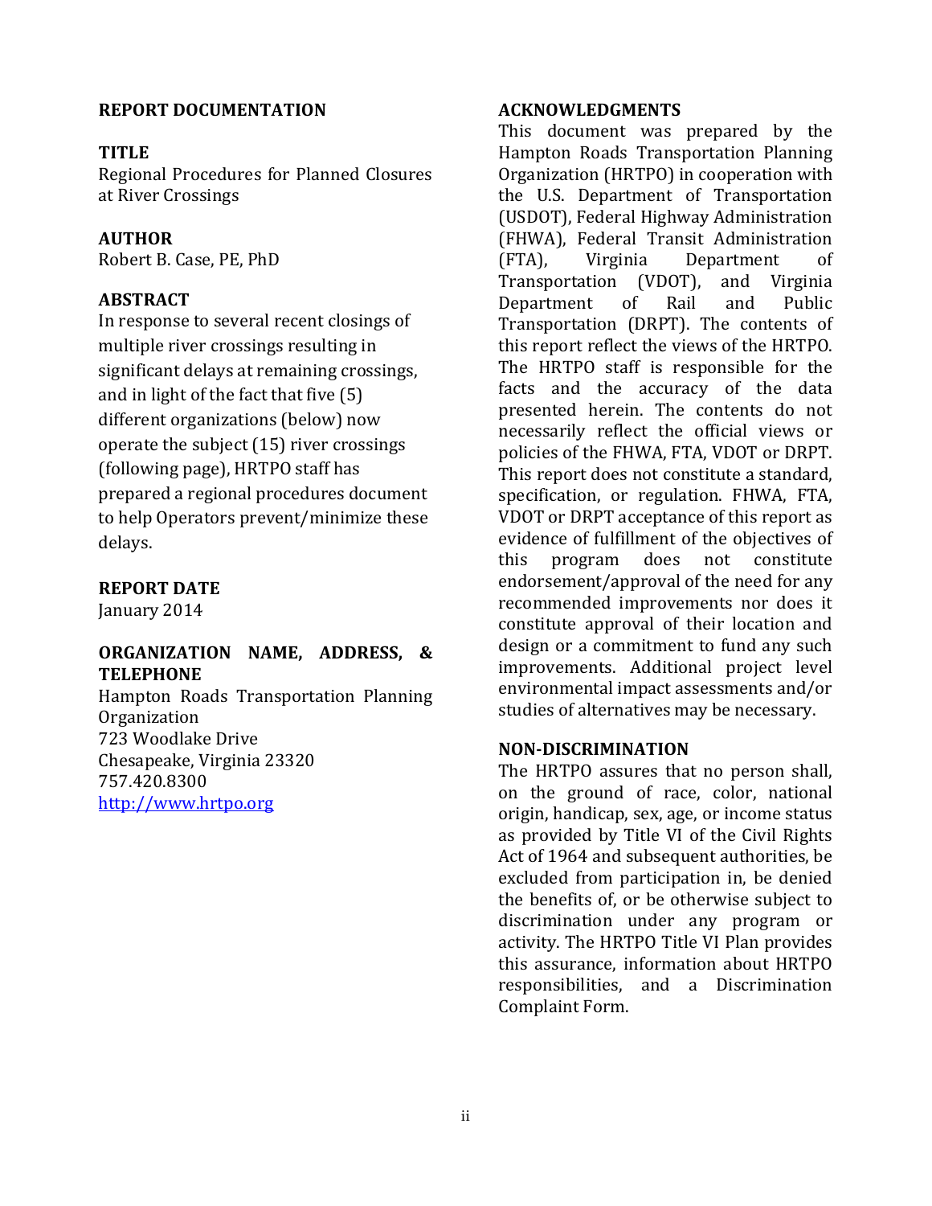## REPORT DOCUMENTATION

### TITLE

Regional Procedures for Planned Closures at River Crossings

### AUTHOR

Robert B. Case, PE, PhD

### ABSTRACT

In response to several recent closings of multiple river crossings resulting in significant delays at remaining crossings, and in light of the fact that five (5) different organizations (below) now operate the subject (15) river crossings (following page), HRTPO staff has prepared a regional procedures document to help Operators prevent/minimize these delays.

### REPORT DATE

January 2014

### ORGANIZATION NAME, ADDRESS, & TELEPHONE

Hampton Roads Transportation Planning Organization
723 Woodlake Drive
Chesapeake, Virginia 23320
757.420.8300
[http://www.hrtpo.org](http://www.hrtpo.org)

## ACKNOWLEDGMENTS

This document was prepared by the Hampton Roads Transportation Planning Organization (HRTPO) in cooperation with the U.S. Department of Transportation (USDOT), Federal Highway Administration (FHWA), Federal Transit Administration (FTA), Virginia Department of Transportation (VDOT), and Virginia Department of Rail and Public Transportation (DRPT). The contents of this report reflect the views of the HRTPO. The HRTPO staff is responsible for the facts and the accuracy of the data presented herein. The contents do not necessarily reflect the official views or policies of the FHWA, FTA, VDOT or DRPT. This report does not constitute a standard, specification, or regulation. FHWA, FTA, VDOT or DRPT acceptance of this report as evidence of fulfillment of the objectives of this program does not constitute endorsement/approval of the need for any recommended improvements nor does it constitute approval of their location and design or a commitment to fund any such improvements. Additional project level environmental impact assessments and/or studies of alternatives may be necessary.

## NON-DISCRIMINATION

The HRTPO assures that no person shall, on the ground of race, color, national origin, handicap, sex, age, or income status as provided by Title VI of the Civil Rights Act of 1964 and subsequent authorities, be excluded from participation in, be denied the benefits of, or be otherwise subject to discrimination under any program or activity. The HRTPO Title VI Plan provides this assurance, information about HRTPO responsibilities, and a Discrimination Complaint Form.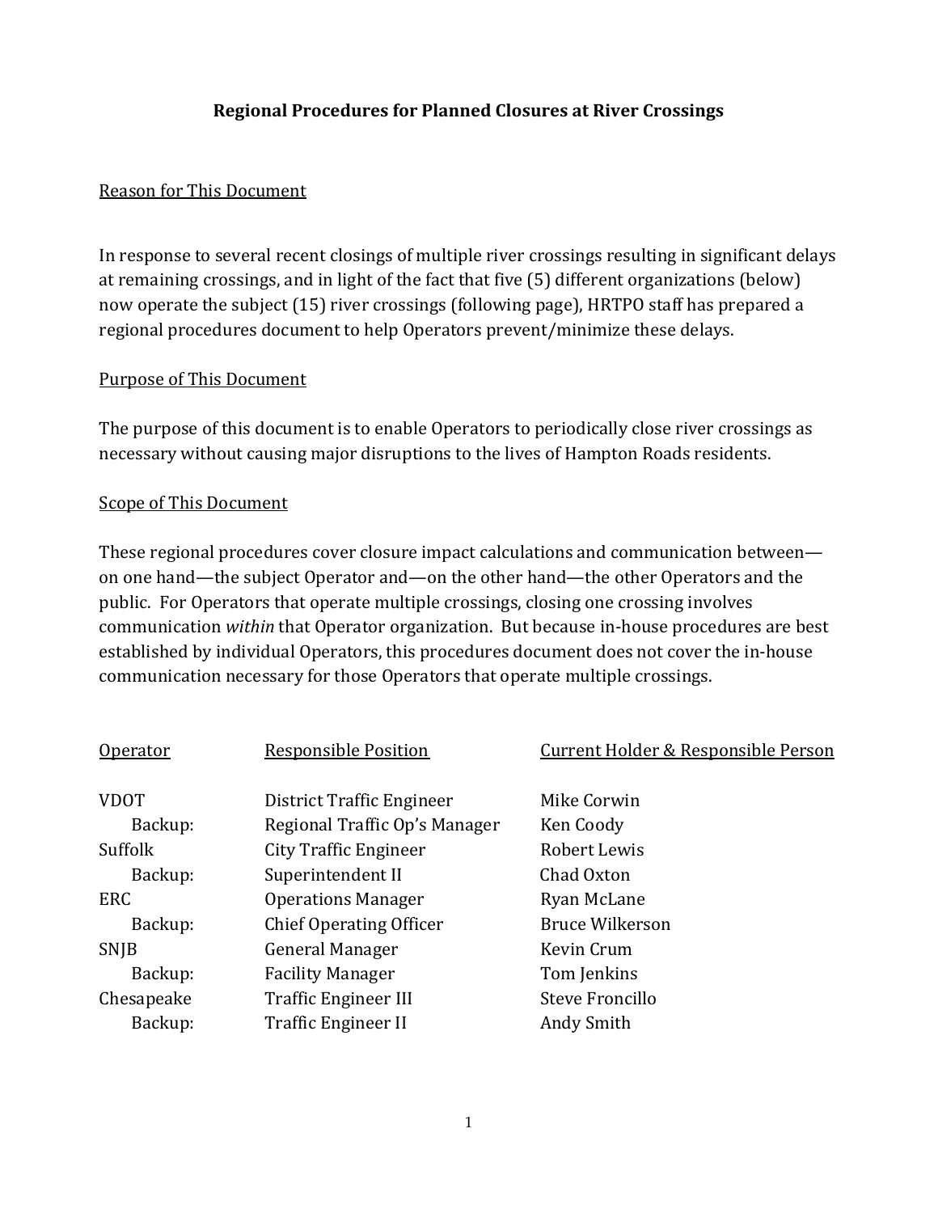# Regional Procedures for Planned Closures at River Crossings

## Reason for This Document

In response to several recent closings of multiple river crossings resulting in significant delays at remaining crossings, and in light of the fact that five (5) different organizations (below) now operate the subject (15) river crossings (following page), HRTPO staff has prepared a regional procedures document to help Operators prevent/minimize these delays.

## Purpose of This Document

The purpose of this document is to enable Operators to periodically close river crossings as necessary without causing major disruptions to the lives of Hampton Roads residents.

## Scope of This Document

These regional procedures cover closure impact calculations and communication between—on one hand—the subject Operator and—on the other hand—the other Operators and the public. For Operators that operate multiple crossings, closing one crossing involves communication *within* that Operator organization. But because in-house procedures are best established by individual Operators, this procedures document does not cover the in-house communication necessary for those Operators that operate multiple crossings.

| Operator | Responsible Position | Current Holder & Responsible Person |
|---|---|---|
| VDOT | District Traffic Engineer | Mike Corwin |
| Backup: | Regional Traffic Op's Manager | Ken Coody |
| Suffolk | City Traffic Engineer | Robert Lewis |
| Backup: | Superintendent II | Chad Oxton |
| ERC | Operations Manager | Ryan McLane |
| Backup: | Chief Operating Officer | Bruce Wilkerson |
| SNJB | General Manager | Kevin Crum |
| Backup: | Facility Manager | Tom Jenkins |
| Chesapeake | Traffic Engineer III | Steve Froncillo |
| Backup: | Traffic Engineer II | Andy Smith |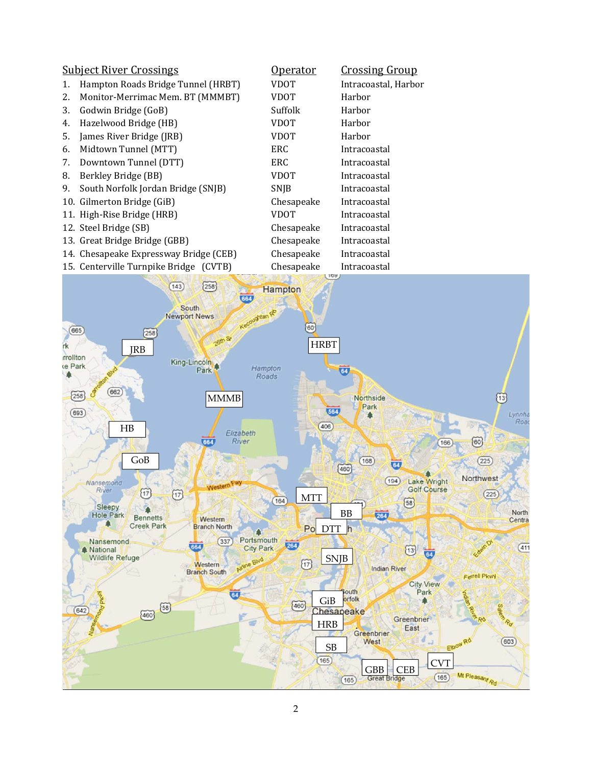| Subject River Crossings | Operator | Crossing Group |
|---|---|---|
| 1. Hampton Roads Bridge Tunnel (HRBT) | VDOT | Intracoastal, Harbor |
| 2. Monitor-Merrimac Mem. BT (MMMBT) | VDOT | Harbor |
| 3. Godwin Bridge (GoB) | Suffolk | Harbor |
| 4. Hazelwood Bridge (HB) | VDOT | Harbor |
| 5. James River Bridge (JRB) | VDOT | Harbor |
| 6. Midtown Tunnel (MTT) | ERC | Intracoastal |
| 7. Downtown Tunnel (DTT) | ERC | Intracoastal |
| 8. Berkley Bridge (BB) | VDOT | Intracoastal |
| 9. South Norfolk Jordan Bridge (SNJB) | SNJB | Intracoastal |
| 10. Gilmerton Bridge (GiB) | Chesapeake | Intracoastal |
| 11. High-Rise Bridge (HRB) | VDOT | Intracoastal |
| 12. Steel Bridge (SB) | Chesapeake | Intracoastal |
| 13. Great Bridge Bridge (GBB) | Chesapeake | Intracoastal |
| 14. Chesapeake Expressway Bridge (CEB) | Chesapeake | Intracoastal |
| 15. Centerville Turnpike Bridge (CVTB) | Chesapeake | Intracoastal |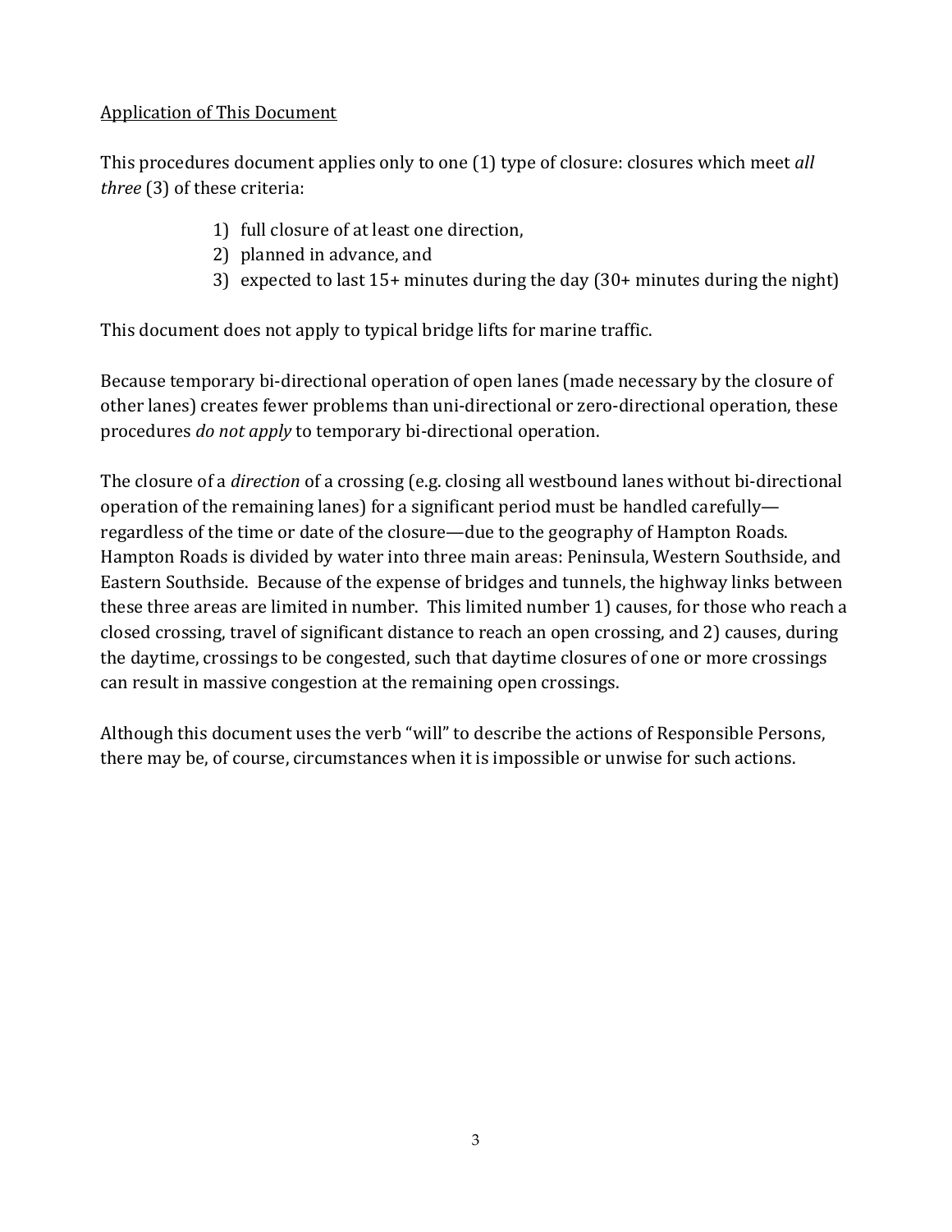<u>Application of This Document</u>

This procedures document applies only to one (1) type of closure: closures which meet *all three* (3) of these criteria:

1) full closure of at least one direction,
2) planned in advance, and
3) expected to last 15+ minutes during the day (30+ minutes during the night)

This document does not apply to typical bridge lifts for marine traffic.

Because temporary bi-directional operation of open lanes (made necessary by the closure of other lanes) creates fewer problems than uni-directional or zero-directional operation, these procedures *do not apply* to temporary bi-directional operation.

The closure of a *direction* of a crossing (e.g. closing all westbound lanes without bi-directional operation of the remaining lanes) for a significant period must be handled carefully—regardless of the time or date of the closure—due to the geography of Hampton Roads. Hampton Roads is divided by water into three main areas: Peninsula, Western Southside, and Eastern Southside. Because of the expense of bridges and tunnels, the highway links between these three areas are limited in number. This limited number 1) causes, for those who reach a closed crossing, travel of significant distance to reach an open crossing, and 2) causes, during the daytime, crossings to be congested, such that daytime closures of one or more crossings can result in massive congestion at the remaining open crossings.

Although this document uses the verb "will" to describe the actions of Responsible Persons, there may be, of course, circumstances when it is impossible or unwise for such actions.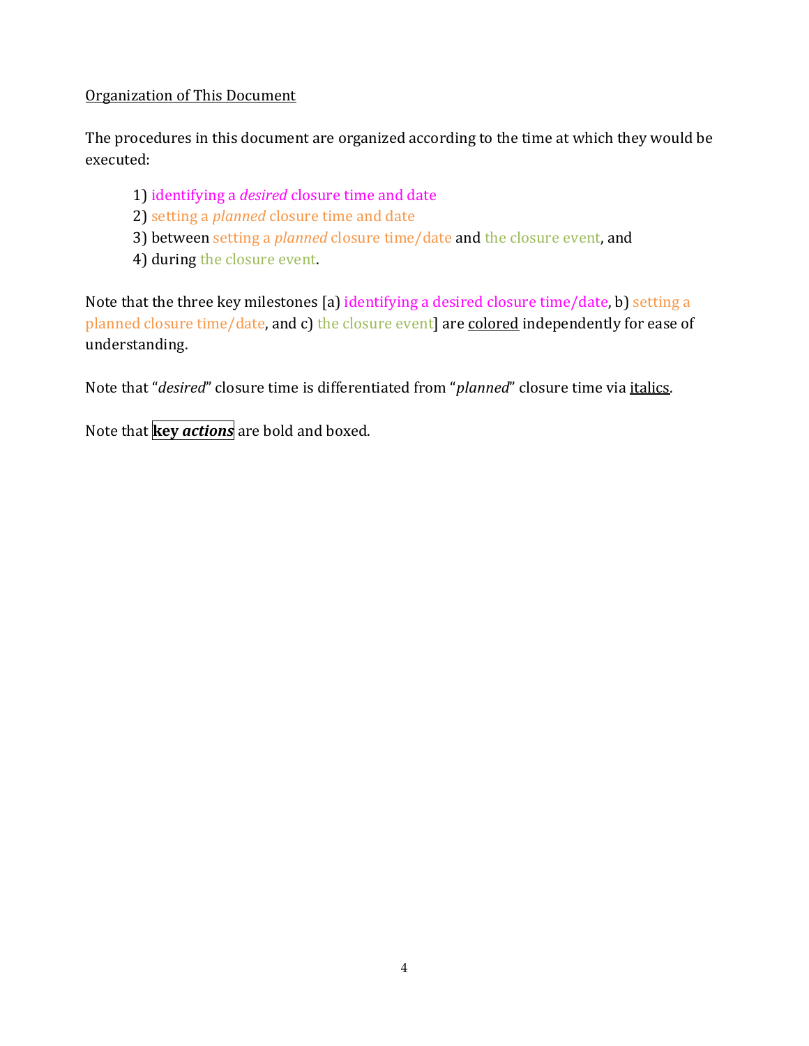Organization of This Document

The procedures in this document are organized according to the time at which they would be executed:

1) identifying a *desired* closure time and date
2) setting a *planned* closure time and date
3) between setting a *planned* closure time/date and the closure event, and
4) during the closure event.

Note that the three key milestones [a) identifying a desired closure time/date, b) setting a planned closure time/date, and c) the closure event] are colored independently for ease of understanding.

Note that "*desired*" closure time is differentiated from "*planned*" closure time via italics.

Note that **key *actions*** are bold and boxed.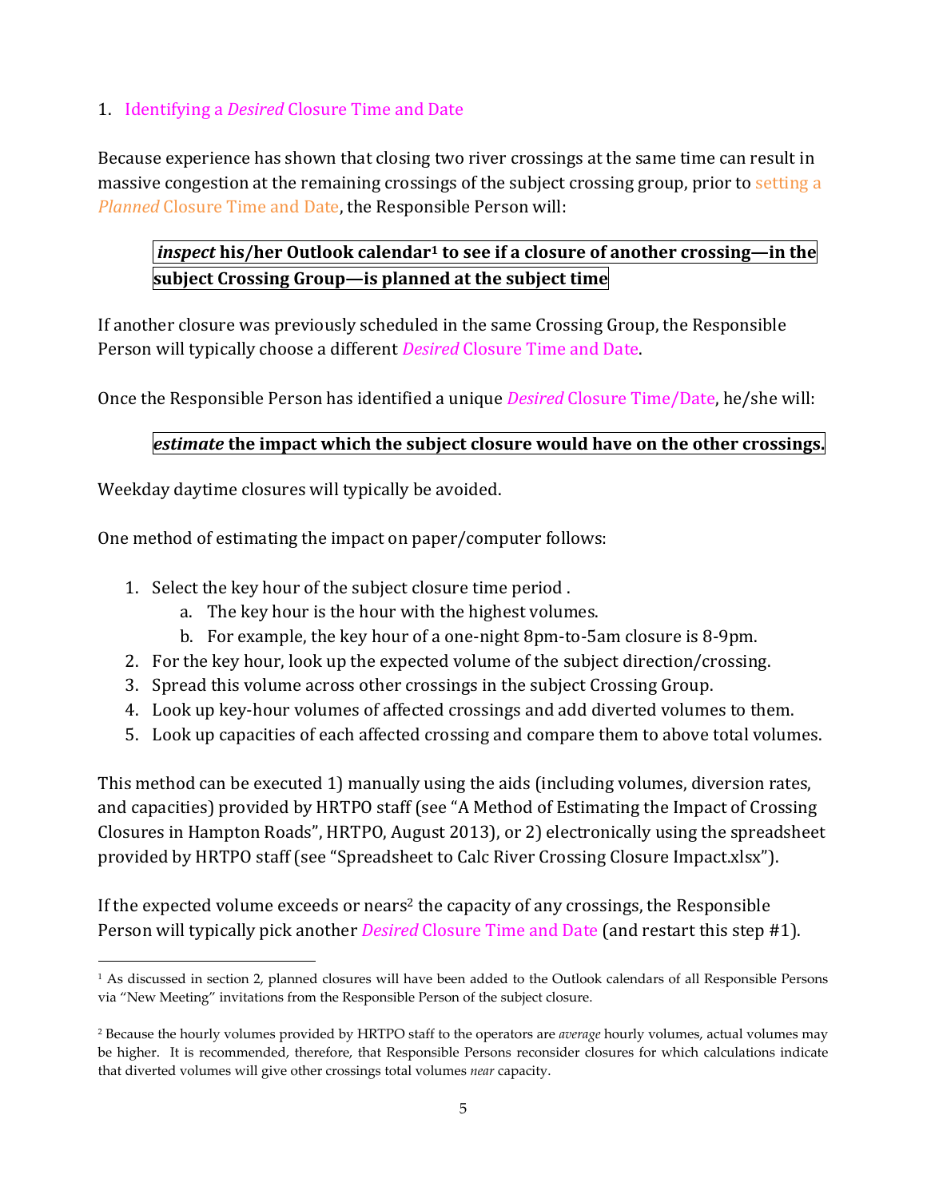## 1. Identifying a *Desired* Closure Time and Date

Because experience has shown that closing two river crossings at the same time can result in massive congestion at the remaining crossings of the subject crossing group, prior to setting a *Planned* Closure Time and Date, the Responsible Person will:

> ***inspect*** **his/her Outlook calendar[1] to see if a closure of another crossing—in the subject Crossing Group—is planned at the subject time**

If another closure was previously scheduled in the same Crossing Group, the Responsible Person will typically choose a different *Desired* Closure Time and Date.

Once the Responsible Person has identified a unique *Desired* Closure Time/Date, he/she will:

> ***estimate*** **the impact which the subject closure would have on the other crossings.**

Weekday daytime closures will typically be avoided.

One method of estimating the impact on paper/computer follows:

1. Select the key hour of the subject closure time period .
   a. The key hour is the hour with the highest volumes.
   b. For example, the key hour of a one-night 8pm-to-5am closure is 8-9pm.
2. For the key hour, look up the expected volume of the subject direction/crossing.
3. Spread this volume across other crossings in the subject Crossing Group.
4. Look up key-hour volumes of affected crossings and add diverted volumes to them.
5. Look up capacities of each affected crossing and compare them to above total volumes.

This method can be executed 1) manually using the aids (including volumes, diversion rates, and capacities) provided by HRTPO staff (see "A Method of Estimating the Impact of Crossing Closures in Hampton Roads", HRTPO, August 2013), or 2) electronically using the spreadsheet provided by HRTPO staff (see "Spreadsheet to Calc River Crossing Closure Impact.xlsx").

If the expected volume exceeds or nears[2] the capacity of any crossings, the Responsible Person will typically pick another *Desired* Closure Time and Date (and restart this step #1).

---

[1] As discussed in section 2, planned closures will have been added to the Outlook calendars of all Responsible Persons via "New Meeting" invitations from the Responsible Person of the subject closure.

[2] Because the hourly volumes provided by HRTPO staff to the operators are *average* hourly volumes, actual volumes may be higher. It is recommended, therefore, that Responsible Persons reconsider closures for which calculations indicate that diverted volumes will give other crossings total volumes *near* capacity.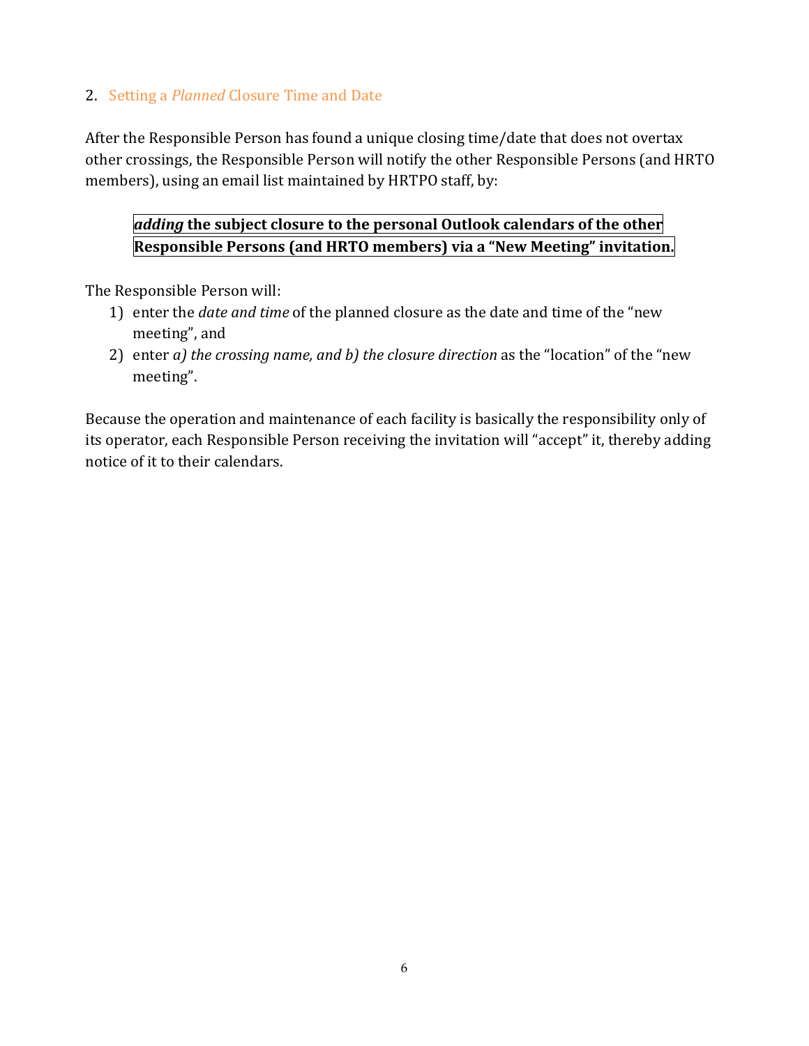## 2. Setting a *Planned* Closure Time and Date

After the Responsible Person has found a unique closing time/date that does not overtax other crossings, the Responsible Person will notify the other Responsible Persons (and HRTO members), using an email list maintained by HRTPO staff, by:

> ***adding* the subject closure to the personal Outlook calendars of the other Responsible Persons (and HRTO members) via a "New Meeting" invitation.**

The Responsible Person will:

1) enter the *date and time* of the planned closure as the date and time of the "new meeting", and
2) enter *a) the crossing name, and b) the closure direction* as the "location" of the "new meeting".

Because the operation and maintenance of each facility is basically the responsibility only of its operator, each Responsible Person receiving the invitation will "accept" it, thereby adding notice of it to their calendars.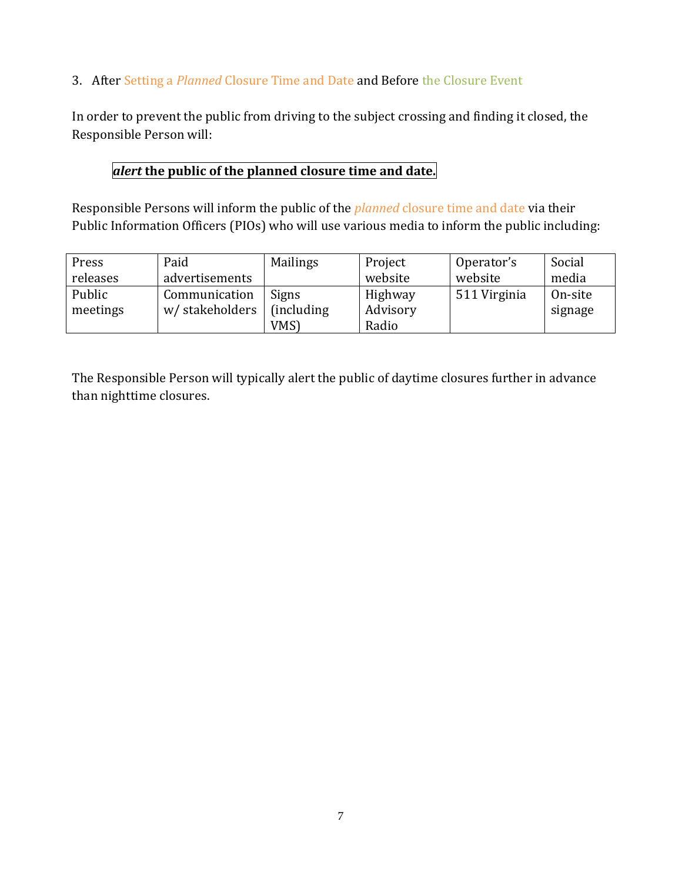3. After Setting a *Planned* Closure Time and Date and Before the Closure Event

In order to prevent the public from driving to the subject crossing and finding it closed, the Responsible Person will:

> ***alert*** **the public of the planned closure time and date.**

Responsible Persons will inform the public of the *planned* closure time and date via their Public Information Officers (PIOs) who will use various media to inform the public including:

| Press releases | Paid advertisements | Mailings | Project website | Operator's website | Social media |
|---|---|---|---|---|---|
| Public meetings | Communication w/ stakeholders | Signs (including VMS) | Highway Advisory Radio | 511 Virginia | On-site signage |

The Responsible Person will typically alert the public of daytime closures further in advance than nighttime closures.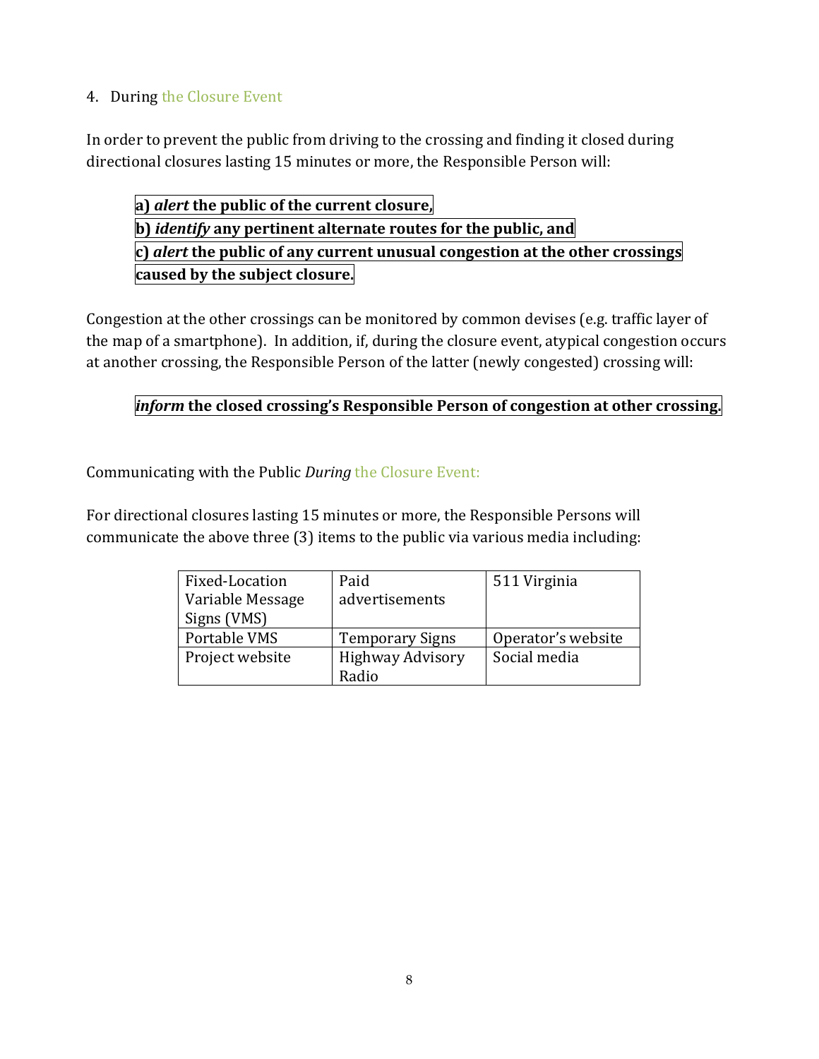4. During the Closure Event

In order to prevent the public from driving to the crossing and finding it closed during directional closures lasting 15 minutes or more, the Responsible Person will:

> **a) *alert* the public of the current closure,**
> **b) *identify* any pertinent alternate routes for the public, and**
> **c) *alert* the public of any current unusual congestion at the other crossings caused by the subject closure.**

Congestion at the other crossings can be monitored by common devises (e.g. traffic layer of the map of a smartphone). In addition, if, during the closure event, atypical congestion occurs at another crossing, the Responsible Person of the latter (newly congested) crossing will:

> ***inform* the closed crossing's Responsible Person of congestion at other crossing.**

Communicating with the Public *During* the Closure Event:

For directional closures lasting 15 minutes or more, the Responsible Persons will communicate the above three (3) items to the public via various media including:

| | | |
|---|---|---|
| Fixed-Location Variable Message Signs (VMS) | Paid advertisements | 511 Virginia |
| Portable VMS | Temporary Signs | Operator's website |
| Project website | Highway Advisory Radio | Social media |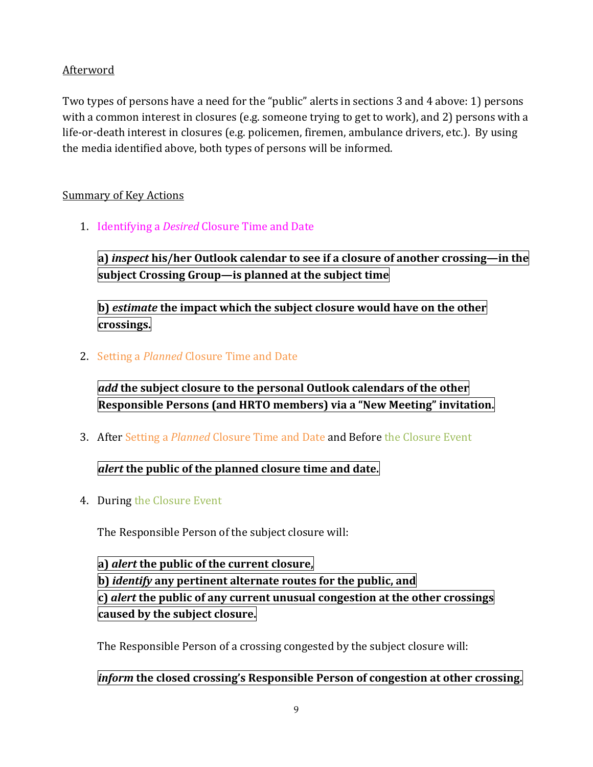Afterword

Two types of persons have a need for the "public" alerts in sections 3 and 4 above: 1) persons with a common interest in closures (e.g. someone trying to get to work), and 2) persons with a life-or-death interest in closures (e.g. policemen, firemen, ambulance drivers, etc.). By using the media identified above, both types of persons will be informed.

Summary of Key Actions

1. Identifying a *Desired* Closure Time and Date

   **a) *inspect* his/her Outlook calendar to see if a closure of another crossing—in the subject Crossing Group—is planned at the subject time**

   **b) *estimate* the impact which the subject closure would have on the other crossings.**

2. Setting a *Planned* Closure Time and Date

   ***add* the subject closure to the personal Outlook calendars of the other Responsible Persons (and HRTO members) via a "New Meeting" invitation.**

3. After Setting a *Planned* Closure Time and Date and Before the Closure Event

   ***alert* the public of the planned closure time and date.**

4. During the Closure Event

   The Responsible Person of the subject closure will:

   **a) *alert* the public of the current closure,**
   **b) *identify* any pertinent alternate routes for the public, and**
   **c) *alert* the public of any current unusual congestion at the other crossings caused by the subject closure.**

   The Responsible Person of a crossing congested by the subject closure will:

   ***inform* the closed crossing's Responsible Person of congestion at other crossing.**